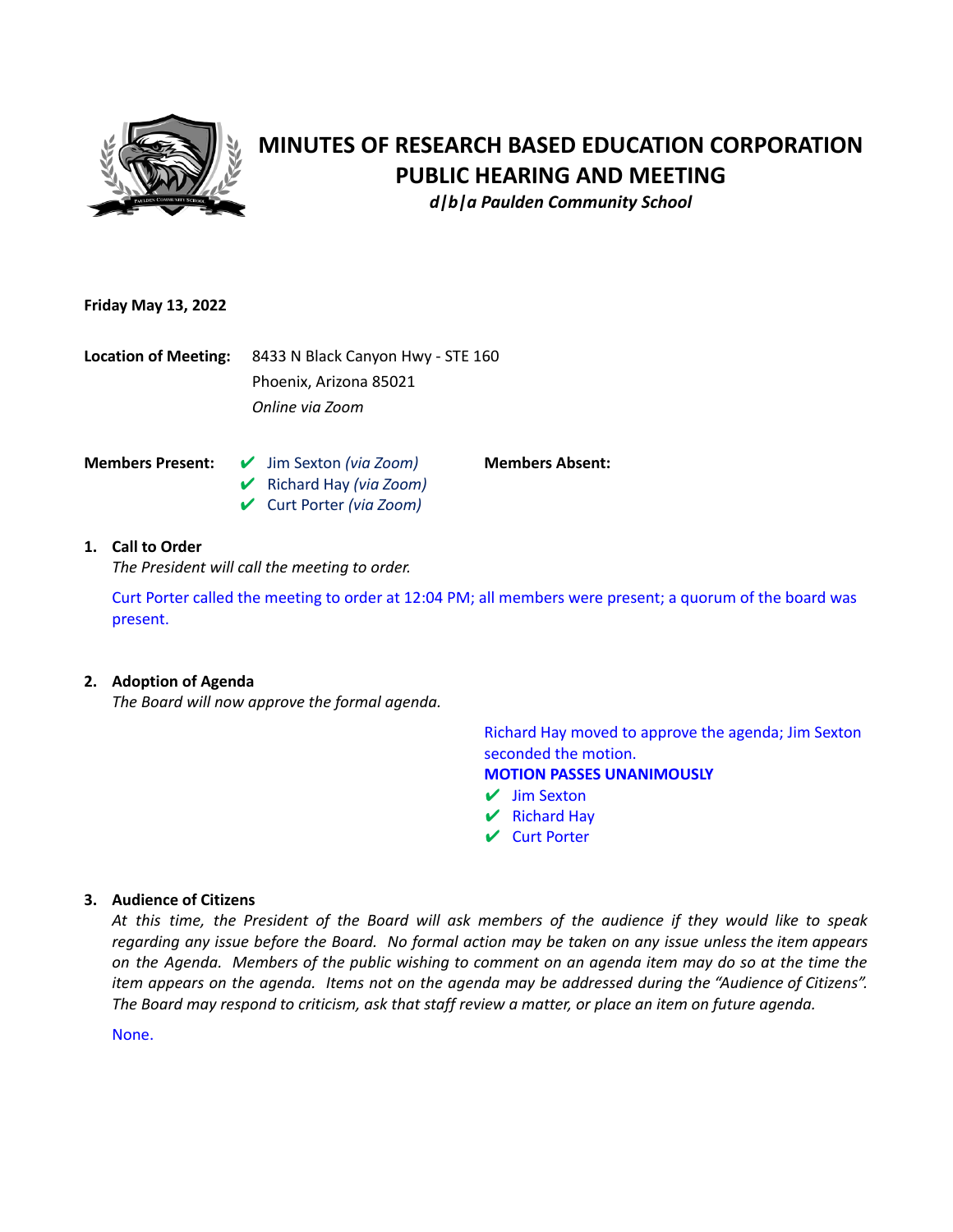# MINUTES OF RESEARCH BASED EDUCATION CORPORATION PUBLIC HEARING AND MEETING

***d|b|a Paulden Community School***

**Friday May 13, 2022**

**Location of Meeting:** 8433 N Black Canyon Hwy - STE 160
Phoenix, Arizona 85021
*Online via Zoom*

**Members Present:**
- ✔ Jim Sexton *(via Zoom)*
- ✔ Richard Hay *(via Zoom)*
- ✔ Curt Porter *(via Zoom)*

**Members Absent:**

**1. Call to Order**

*The President will call the meeting to order.*

Curt Porter called the meeting to order at 12:04 PM; all members were present; a quorum of the board was present.

**2. Adoption of Agenda**

*The Board will now approve the formal agenda.*

Richard Hay moved to approve the agenda; Jim Sexton seconded the motion.

**MOTION PASSES UNANIMOUSLY**
- ✔ Jim Sexton
- ✔ Richard Hay
- ✔ Curt Porter

**3. Audience of Citizens**

*At this time, the President of the Board will ask members of the audience if they would like to speak regarding any issue before the Board. No formal action may be taken on any issue unless the item appears on the Agenda. Members of the public wishing to comment on an agenda item may do so at the time the item appears on the agenda. Items not on the agenda may be addressed during the "Audience of Citizens". The Board may respond to criticism, ask that staff review a matter, or place an item on future agenda.*

None.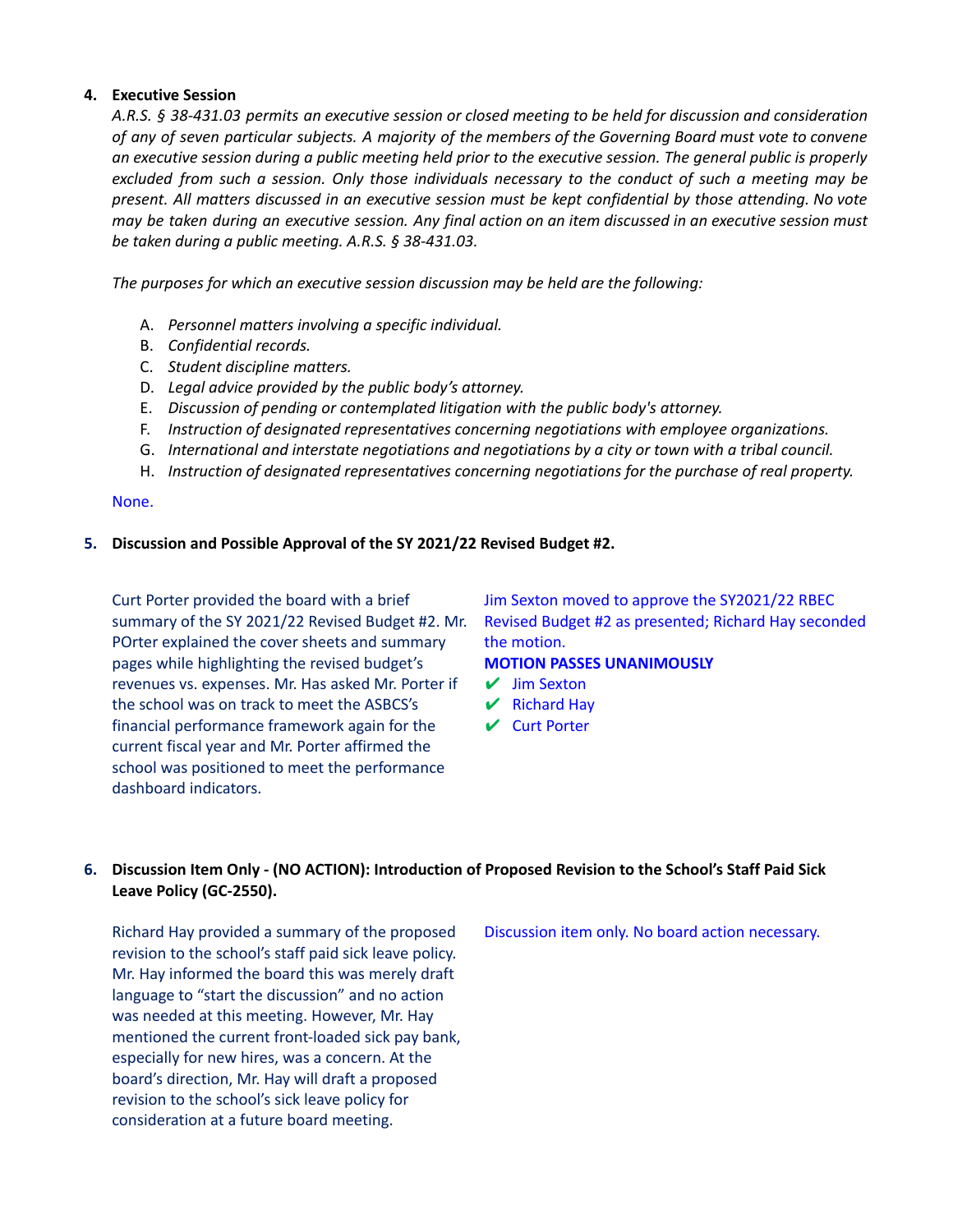### 4. Executive Session

*A.R.S. § 38-431.03 permits an executive session or closed meeting to be held for discussion and consideration of any of seven particular subjects. A majority of the members of the Governing Board must vote to convene an executive session during a public meeting held prior to the executive session. The general public is properly excluded from such a session. Only those individuals necessary to the conduct of such a meeting may be present. All matters discussed in an executive session must be kept confidential by those attending. No vote may be taken during an executive session. Any final action on an item discussed in an executive session must be taken during a public meeting. A.R.S. § 38-431.03.*

*The purposes for which an executive session discussion may be held are the following:*

A. *Personnel matters involving a specific individual.*
B. *Confidential records.*
C. *Student discipline matters.*
D. *Legal advice provided by the public body's attorney.*
E. *Discussion of pending or contemplated litigation with the public body's attorney.*
F. *Instruction of designated representatives concerning negotiations with employee organizations.*
G. *International and interstate negotiations and negotiations by a city or town with a tribal council.*
H. *Instruction of designated representatives concerning negotiations for the purchase of real property.*

None.

### 5. Discussion and Possible Approval of the SY 2021/22 Revised Budget #2.

Curt Porter provided the board with a brief summary of the SY 2021/22 Revised Budget #2. Mr. POrter explained the cover sheets and summary pages while highlighting the revised budget's revenues vs. expenses. Mr. Has asked Mr. Porter if the school was on track to meet the ASBCS's financial performance framework again for the current fiscal year and Mr. Porter affirmed the school was positioned to meet the performance dashboard indicators.

Jim Sexton moved to approve the SY2021/22 RBEC Revised Budget #2 as presented; Richard Hay seconded the motion.

**MOTION PASSES UNANIMOUSLY**

- ✔ Jim Sexton
- ✔ Richard Hay
- ✔ Curt Porter

### 6. Discussion Item Only - (NO ACTION): Introduction of Proposed Revision to the School's Staff Paid Sick Leave Policy (GC-2550).

Richard Hay provided a summary of the proposed revision to the school's staff paid sick leave policy. Mr. Hay informed the board this was merely draft language to "start the discussion" and no action was needed at this meeting. However, Mr. Hay mentioned the current front-loaded sick pay bank, especially for new hires, was a concern. At the board's direction, Mr. Hay will draft a proposed revision to the school's sick leave policy for consideration at a future board meeting.

Discussion item only. No board action necessary.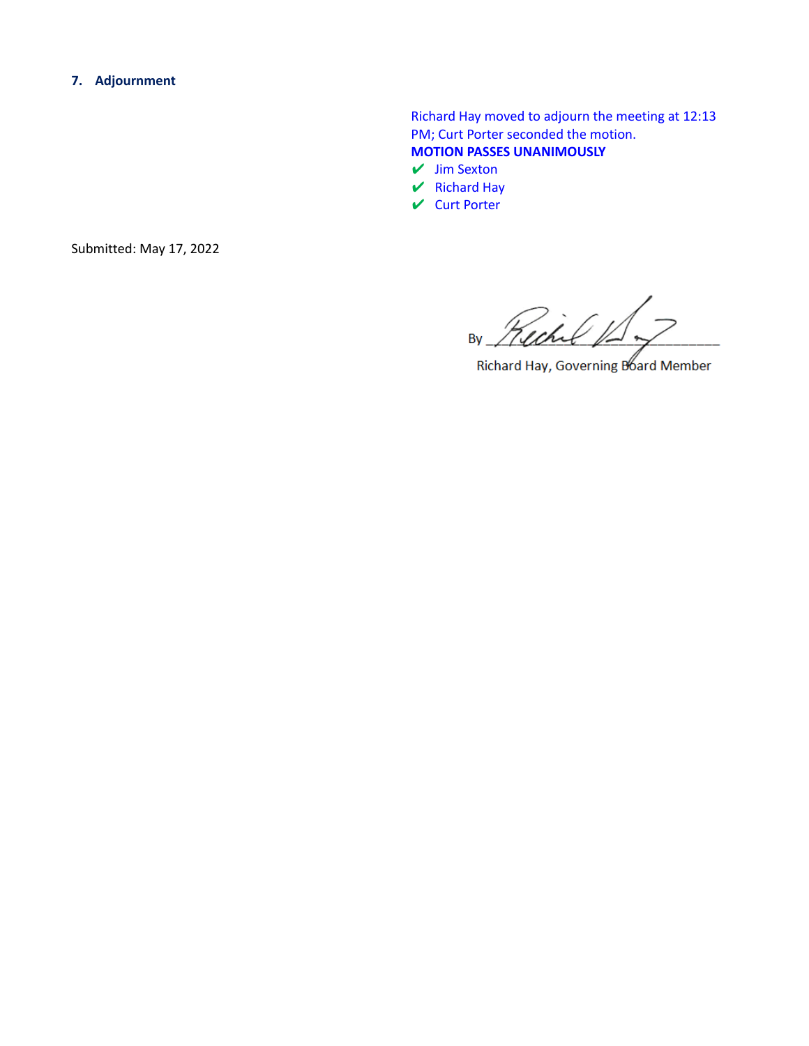## 7. Adjournment

Richard Hay moved to adjourn the meeting at 12:13 PM; Curt Porter seconded the motion.

**MOTION PASSES UNANIMOUSLY**

- ✔ Jim Sexton
- ✔ Richard Hay
- ✔ Curt Porter

Submitted: May 17, 2022

By ______________________________

Richard Hay, Governing Board Member